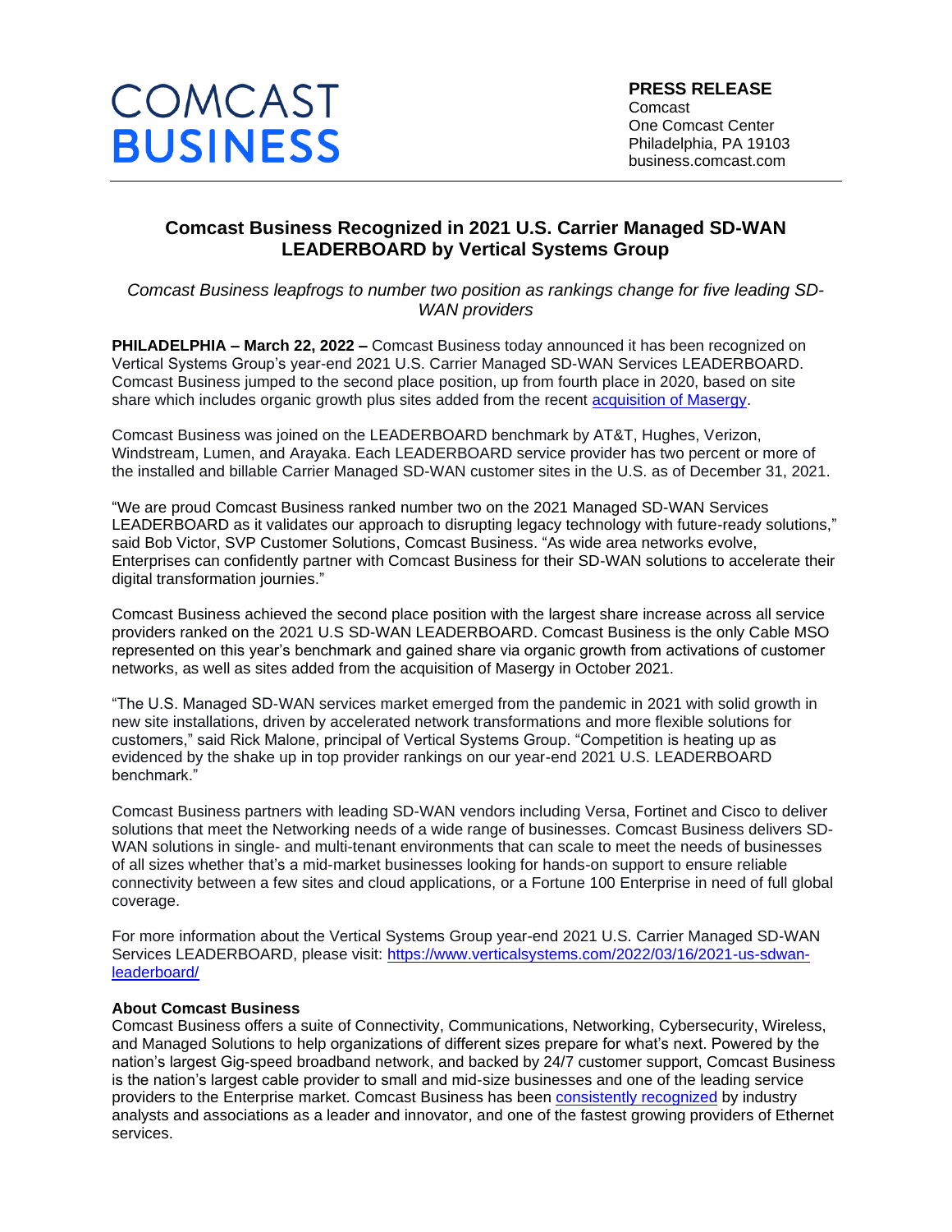COMCAST
BUSINESS

**PRESS RELEASE**
Comcast
One Comcast Center
Philadelphia, PA 19103
business.comcast.com

# Comcast Business Recognized in 2021 U.S. Carrier Managed SD-WAN LEADERBOARD by Vertical Systems Group

*Comcast Business leapfrogs to number two position as rankings change for five leading SD-WAN providers*

**PHILADELPHIA – March 22, 2022 –** Comcast Business today announced it has been recognized on Vertical Systems Group's year-end 2021 U.S. Carrier Managed SD-WAN Services LEADERBOARD. Comcast Business jumped to the second place position, up from fourth place in 2020, based on site share which includes organic growth plus sites added from the recent [acquisition of Masergy](acquisition of Masergy).

Comcast Business was joined on the LEADERBOARD benchmark by AT&T, Hughes, Verizon, Windstream, Lumen, and Arayaka. Each LEADERBOARD service provider has two percent or more of the installed and billable Carrier Managed SD-WAN customer sites in the U.S. as of December 31, 2021.

"We are proud Comcast Business ranked number two on the 2021 Managed SD-WAN Services LEADERBOARD as it validates our approach to disrupting legacy technology with future-ready solutions," said Bob Victor, SVP Customer Solutions, Comcast Business. "As wide area networks evolve, Enterprises can confidently partner with Comcast Business for their SD-WAN solutions to accelerate their digital transformation journies."

Comcast Business achieved the second place position with the largest share increase across all service providers ranked on the 2021 U.S SD-WAN LEADERBOARD. Comcast Business is the only Cable MSO represented on this year's benchmark and gained share via organic growth from activations of customer networks, as well as sites added from the acquisition of Masergy in October 2021.

"The U.S. Managed SD-WAN services market emerged from the pandemic in 2021 with solid growth in new site installations, driven by accelerated network transformations and more flexible solutions for customers," said Rick Malone, principal of Vertical Systems Group. "Competition is heating up as evidenced by the shake up in top provider rankings on our year-end 2021 U.S. LEADERBOARD benchmark."

Comcast Business partners with leading SD-WAN vendors including Versa, Fortinet and Cisco to deliver solutions that meet the Networking needs of a wide range of businesses. Comcast Business delivers SD-WAN solutions in single- and multi-tenant environments that can scale to meet the needs of businesses of all sizes whether that's a mid-market businesses looking for hands-on support to ensure reliable connectivity between a few sites and cloud applications, or a Fortune 100 Enterprise in need of full global coverage.

For more information about the Vertical Systems Group year-end 2021 U.S. Carrier Managed SD-WAN Services LEADERBOARD, please visit: [https://www.verticalsystems.com/2022/03/16/2021-us-sdwan-leaderboard/](https://www.verticalsystems.com/2022/03/16/2021-us-sdwan-leaderboard/)

**About Comcast Business**
Comcast Business offers a suite of Connectivity, Communications, Networking, Cybersecurity, Wireless, and Managed Solutions to help organizations of different sizes prepare for what's next. Powered by the nation's largest Gig-speed broadband network, and backed by 24/7 customer support, Comcast Business is the nation's largest cable provider to small and mid-size businesses and one of the leading service providers to the Enterprise market. Comcast Business has been [consistently recognized](consistently recognized) by industry analysts and associations as a leader and innovator, and one of the fastest growing providers of Ethernet services.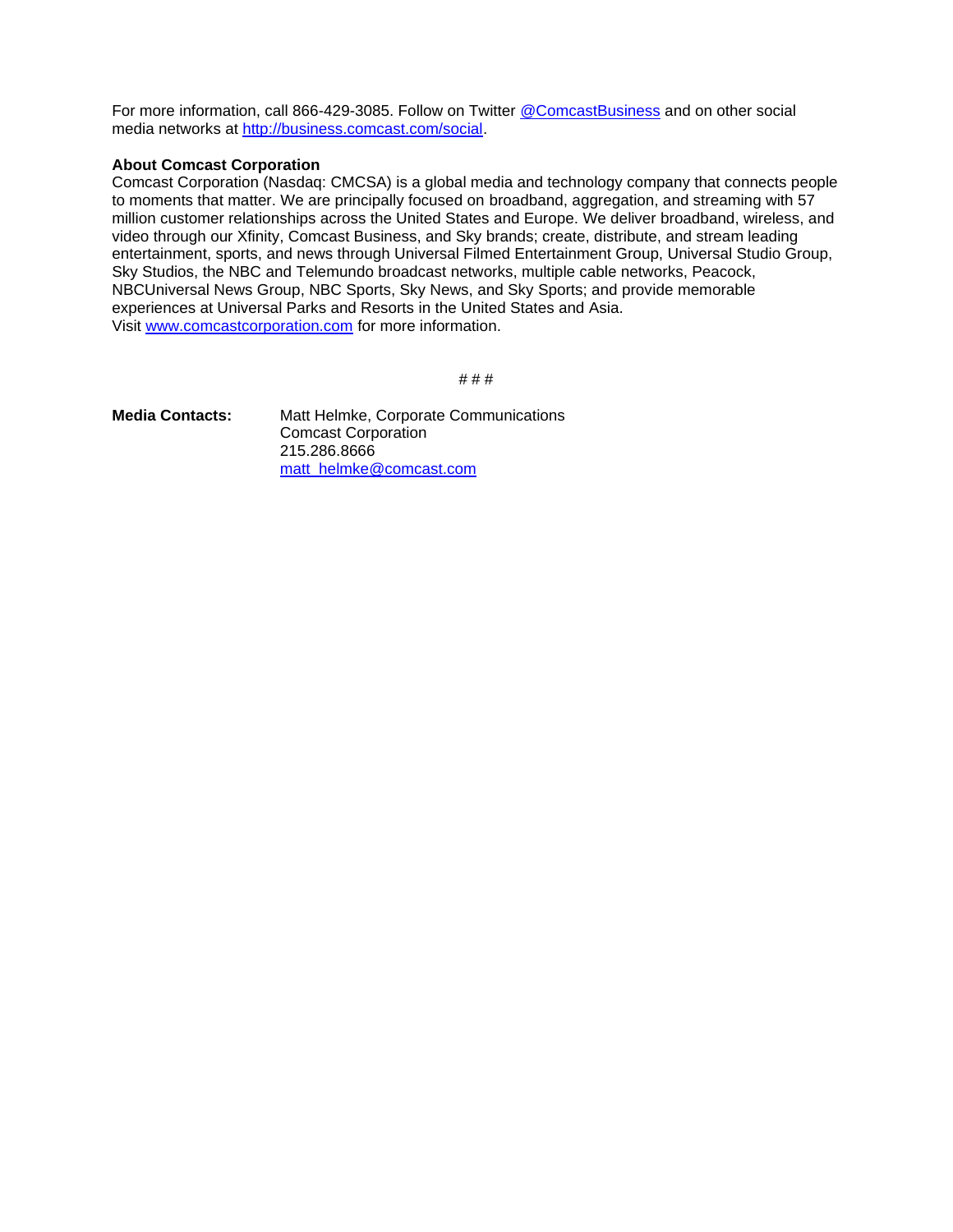For more information, call 866-429-3085. Follow on Twitter @ComcastBusiness and on other social media networks at http://business.comcast.com/social.

**About Comcast Corporation**

Comcast Corporation (Nasdaq: CMCSA) is a global media and technology company that connects people to moments that matter. We are principally focused on broadband, aggregation, and streaming with 57 million customer relationships across the United States and Europe. We deliver broadband, wireless, and video through our Xfinity, Comcast Business, and Sky brands; create, distribute, and stream leading entertainment, sports, and news through Universal Filmed Entertainment Group, Universal Studio Group, Sky Studios, the NBC and Telemundo broadcast networks, multiple cable networks, Peacock, NBCUniversal News Group, NBC Sports, Sky News, and Sky Sports; and provide memorable experiences at Universal Parks and Resorts in the United States and Asia.
Visit www.comcastcorporation.com for more information.

# # #

**Media Contacts:**

Matt Helmke, Corporate Communications
Comcast Corporation
215.286.8666
matt_helmke@comcast.com